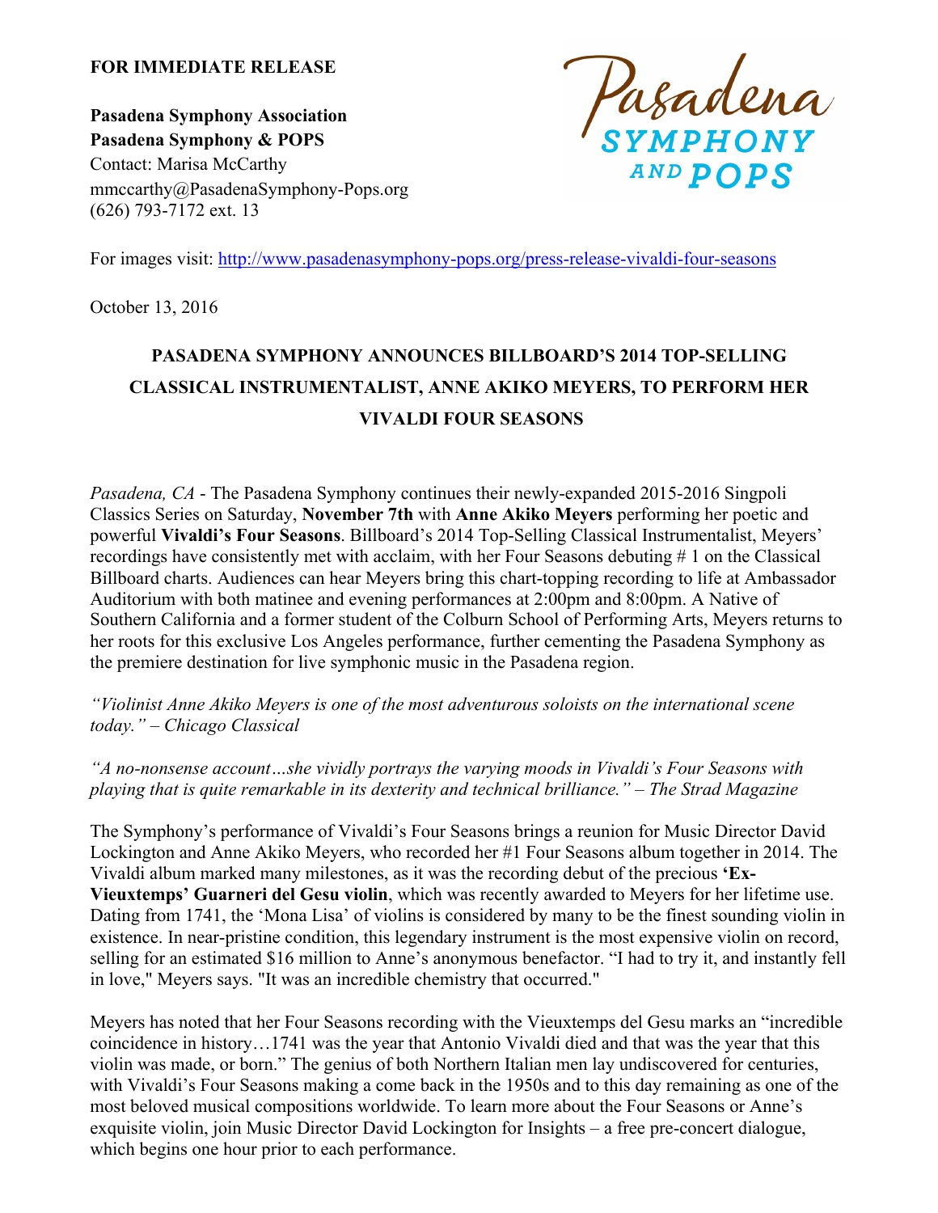**FOR IMMEDIATE RELEASE**

**Pasadena Symphony Association**
**Pasadena Symphony & POPS**
Contact: Marisa McCarthy
mmccarthy@PasadenaSymphony-Pops.org
(626) 793-7172 ext. 13

Pasadena SYMPHONY AND POPS

For images visit: http://www.pasadenasymphony-pops.org/press-release-vivaldi-four-seasons

October 13, 2016

# PASADENA SYMPHONY ANNOUNCES BILLBOARD'S 2014 TOP-SELLING CLASSICAL INSTRUMENTALIST, ANNE AKIKO MEYERS, TO PERFORM HER VIVALDI FOUR SEASONS

*Pasadena, CA* - The Pasadena Symphony continues their newly-expanded 2015-2016 Singpoli Classics Series on Saturday, **November 7th** with **Anne Akiko Meyers** performing her poetic and powerful **Vivaldi's Four Seasons**. Billboard's 2014 Top-Selling Classical Instrumentalist, Meyers' recordings have consistently met with acclaim, with her Four Seasons debuting # 1 on the Classical Billboard charts. Audiences can hear Meyers bring this chart-topping recording to life at Ambassador Auditorium with both matinee and evening performances at 2:00pm and 8:00pm. A Native of Southern California and a former student of the Colburn School of Performing Arts, Meyers returns to her roots for this exclusive Los Angeles performance, further cementing the Pasadena Symphony as the premiere destination for live symphonic music in the Pasadena region.

*"Violinist Anne Akiko Meyers is one of the most adventurous soloists on the international scene today." – Chicago Classical*

*"A no-nonsense account…she vividly portrays the varying moods in Vivaldi's Four Seasons with playing that is quite remarkable in its dexterity and technical brilliance." – The Strad Magazine*

The Symphony's performance of Vivaldi's Four Seasons brings a reunion for Music Director David Lockington and Anne Akiko Meyers, who recorded her #1 Four Seasons album together in 2014. The Vivaldi album marked many milestones, as it was the recording debut of the precious **'Ex-Vieuxtemps' Guarneri del Gesu violin**, which was recently awarded to Meyers for her lifetime use. Dating from 1741, the 'Mona Lisa' of violins is considered by many to be the finest sounding violin in existence. In near-pristine condition, this legendary instrument is the most expensive violin on record, selling for an estimated $16 million to Anne's anonymous benefactor. "I had to try it, and instantly fell in love," Meyers says. "It was an incredible chemistry that occurred."

Meyers has noted that her Four Seasons recording with the Vieuxtemps del Gesu marks an "incredible coincidence in history…1741 was the year that Antonio Vivaldi died and that was the year that this violin was made, or born." The genius of both Northern Italian men lay undiscovered for centuries, with Vivaldi's Four Seasons making a come back in the 1950s and to this day remaining as one of the most beloved musical compositions worldwide. To learn more about the Four Seasons or Anne's exquisite violin, join Music Director David Lockington for Insights – a free pre-concert dialogue, which begins one hour prior to each performance.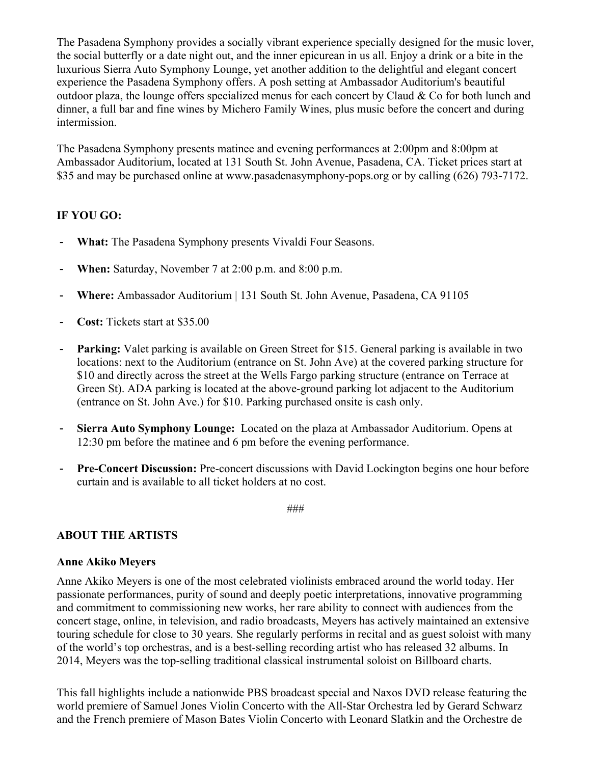The Pasadena Symphony provides a socially vibrant experience specially designed for the music lover, the social butterfly or a date night out, and the inner epicurean in us all. Enjoy a drink or a bite in the luxurious Sierra Auto Symphony Lounge, yet another addition to the delightful and elegant concert experience the Pasadena Symphony offers. A posh setting at Ambassador Auditorium's beautiful outdoor plaza, the lounge offers specialized menus for each concert by Claud & Co for both lunch and dinner, a full bar and fine wines by Michero Family Wines, plus music before the concert and during intermission.

The Pasadena Symphony presents matinee and evening performances at 2:00pm and 8:00pm at Ambassador Auditorium, located at 131 South St. John Avenue, Pasadena, CA. Ticket prices start at $35 and may be purchased online at www.pasadenasymphony-pops.org or by calling (626) 793-7172.

**IF YOU GO:**

- **What:** The Pasadena Symphony presents Vivaldi Four Seasons.
- **When:** Saturday, November 7 at 2:00 p.m. and 8:00 p.m.
- **Where:** Ambassador Auditorium | 131 South St. John Avenue, Pasadena, CA 91105
- **Cost:** Tickets start at $35.00
- **Parking:** Valet parking is available on Green Street for $15. General parking is available in two locations: next to the Auditorium (entrance on St. John Ave) at the covered parking structure for $10 and directly across the street at the Wells Fargo parking structure (entrance on Terrace at Green St). ADA parking is located at the above-ground parking lot adjacent to the Auditorium (entrance on St. John Ave.) for $10. Parking purchased onsite is cash only.
- **Sierra Auto Symphony Lounge:** Located on the plaza at Ambassador Auditorium. Opens at 12:30 pm before the matinee and 6 pm before the evening performance.
- **Pre-Concert Discussion:** Pre-concert discussions with David Lockington begins one hour before curtain and is available to all ticket holders at no cost.

###

**ABOUT THE ARTISTS**

**Anne Akiko Meyers**

Anne Akiko Meyers is one of the most celebrated violinists embraced around the world today. Her passionate performances, purity of sound and deeply poetic interpretations, innovative programming and commitment to commissioning new works, her rare ability to connect with audiences from the concert stage, online, in television, and radio broadcasts, Meyers has actively maintained an extensive touring schedule for close to 30 years. She regularly performs in recital and as guest soloist with many of the world's top orchestras, and is a best-selling recording artist who has released 32 albums. In 2014, Meyers was the top-selling traditional classical instrumental soloist on Billboard charts.

This fall highlights include a nationwide PBS broadcast special and Naxos DVD release featuring the world premiere of Samuel Jones Violin Concerto with the All-Star Orchestra led by Gerard Schwarz and the French premiere of Mason Bates Violin Concerto with Leonard Slatkin and the Orchestre de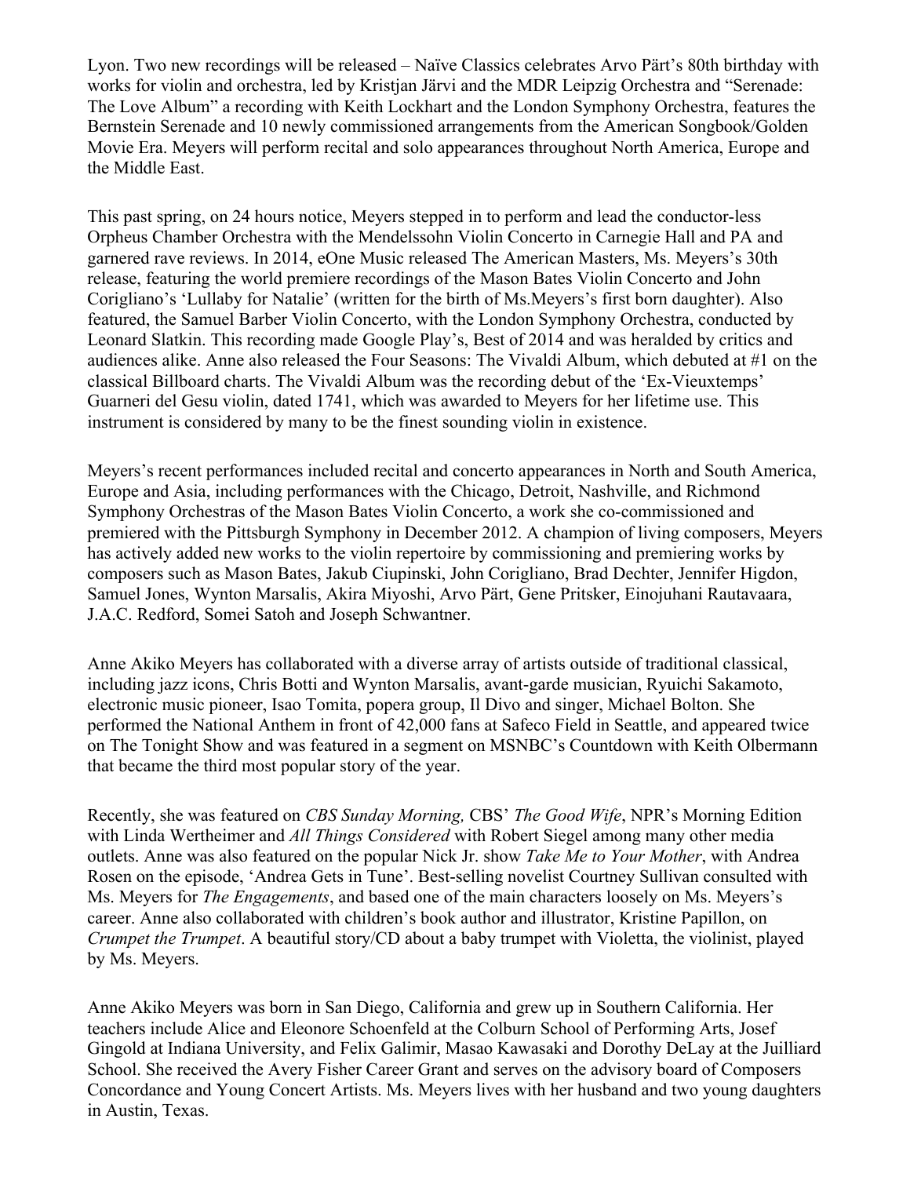Lyon. Two new recordings will be released – Naïve Classics celebrates Arvo Pärt's 80th birthday with works for violin and orchestra, led by Kristjan Järvi and the MDR Leipzig Orchestra and "Serenade: The Love Album" a recording with Keith Lockhart and the London Symphony Orchestra, features the Bernstein Serenade and 10 newly commissioned arrangements from the American Songbook/Golden Movie Era. Meyers will perform recital and solo appearances throughout North America, Europe and the Middle East.

This past spring, on 24 hours notice, Meyers stepped in to perform and lead the conductor-less Orpheus Chamber Orchestra with the Mendelssohn Violin Concerto in Carnegie Hall and PA and garnered rave reviews. In 2014, eOne Music released The American Masters, Ms. Meyers's 30th release, featuring the world premiere recordings of the Mason Bates Violin Concerto and John Corigliano's 'Lullaby for Natalie' (written for the birth of Ms.Meyers's first born daughter). Also featured, the Samuel Barber Violin Concerto, with the London Symphony Orchestra, conducted by Leonard Slatkin. This recording made Google Play's, Best of 2014 and was heralded by critics and audiences alike. Anne also released the Four Seasons: The Vivaldi Album, which debuted at #1 on the classical Billboard charts. The Vivaldi Album was the recording debut of the 'Ex-Vieuxtemps' Guarneri del Gesu violin, dated 1741, which was awarded to Meyers for her lifetime use. This instrument is considered by many to be the finest sounding violin in existence.

Meyers's recent performances included recital and concerto appearances in North and South America, Europe and Asia, including performances with the Chicago, Detroit, Nashville, and Richmond Symphony Orchestras of the Mason Bates Violin Concerto, a work she co-commissioned and premiered with the Pittsburgh Symphony in December 2012. A champion of living composers, Meyers has actively added new works to the violin repertoire by commissioning and premiering works by composers such as Mason Bates, Jakub Ciupinski, John Corigliano, Brad Dechter, Jennifer Higdon, Samuel Jones, Wynton Marsalis, Akira Miyoshi, Arvo Pärt, Gene Pritsker, Einojuhani Rautavaara, J.A.C. Redford, Somei Satoh and Joseph Schwantner.

Anne Akiko Meyers has collaborated with a diverse array of artists outside of traditional classical, including jazz icons, Chris Botti and Wynton Marsalis, avant-garde musician, Ryuichi Sakamoto, electronic music pioneer, Isao Tomita, popera group, Il Divo and singer, Michael Bolton. She performed the National Anthem in front of 42,000 fans at Safeco Field in Seattle, and appeared twice on The Tonight Show and was featured in a segment on MSNBC's Countdown with Keith Olbermann that became the third most popular story of the year.

Recently, she was featured on *CBS Sunday Morning,* CBS' *The Good Wife*, NPR's Morning Edition with Linda Wertheimer and *All Things Considered* with Robert Siegel among many other media outlets. Anne was also featured on the popular Nick Jr. show *Take Me to Your Mother*, with Andrea Rosen on the episode, 'Andrea Gets in Tune'. Best-selling novelist Courtney Sullivan consulted with Ms. Meyers for *The Engagements*, and based one of the main characters loosely on Ms. Meyers's career. Anne also collaborated with children's book author and illustrator, Kristine Papillon, on *Crumpet the Trumpet*. A beautiful story/CD about a baby trumpet with Violetta, the violinist, played by Ms. Meyers.

Anne Akiko Meyers was born in San Diego, California and grew up in Southern California. Her teachers include Alice and Eleonore Schoenfeld at the Colburn School of Performing Arts, Josef Gingold at Indiana University, and Felix Galimir, Masao Kawasaki and Dorothy DeLay at the Juilliard School. She received the Avery Fisher Career Grant and serves on the advisory board of Composers Concordance and Young Concert Artists. Ms. Meyers lives with her husband and two young daughters in Austin, Texas.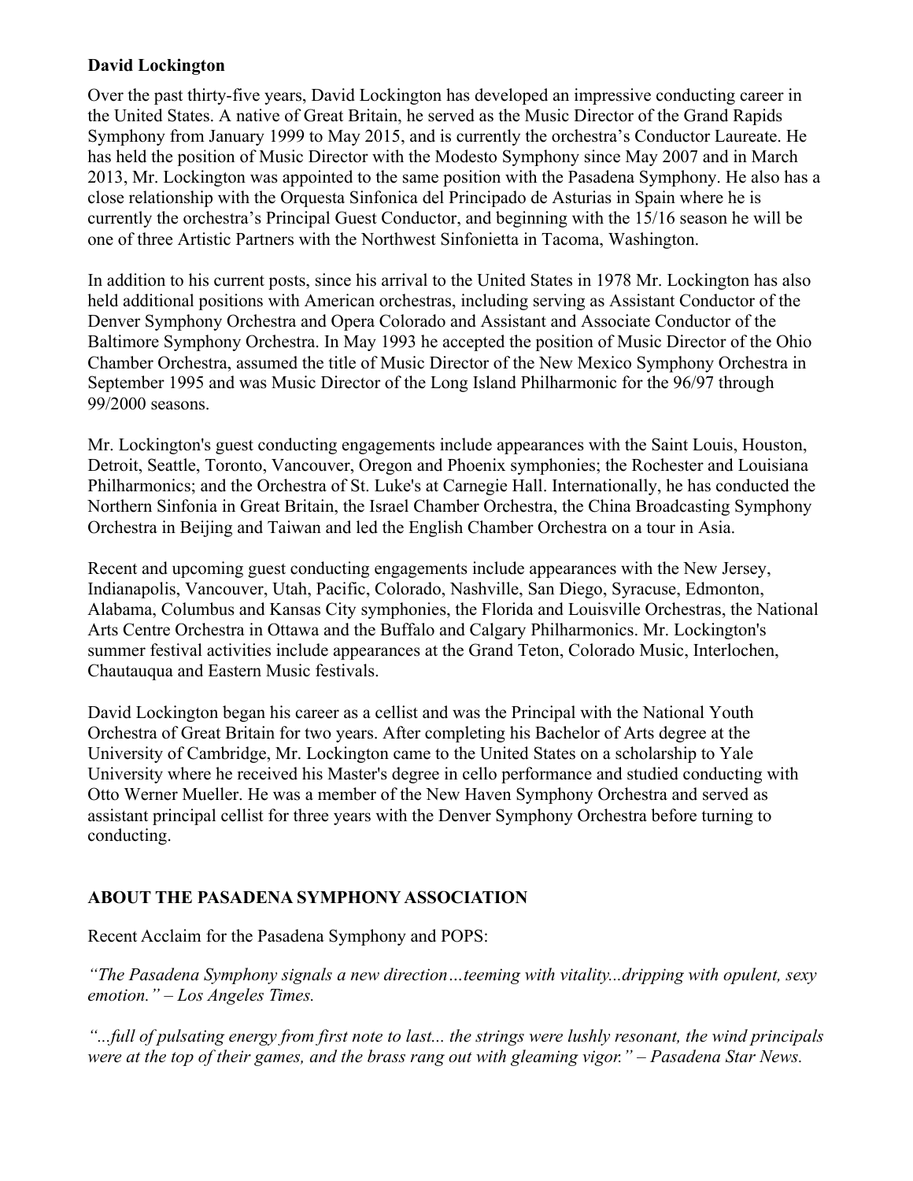**David Lockington**

Over the past thirty-five years, David Lockington has developed an impressive conducting career in the United States. A native of Great Britain, he served as the Music Director of the Grand Rapids Symphony from January 1999 to May 2015, and is currently the orchestra's Conductor Laureate. He has held the position of Music Director with the Modesto Symphony since May 2007 and in March 2013, Mr. Lockington was appointed to the same position with the Pasadena Symphony. He also has a close relationship with the Orquesta Sinfonica del Principado de Asturias in Spain where he is currently the orchestra's Principal Guest Conductor, and beginning with the 15/16 season he will be one of three Artistic Partners with the Northwest Sinfonietta in Tacoma, Washington.

In addition to his current posts, since his arrival to the United States in 1978 Mr. Lockington has also held additional positions with American orchestras, including serving as Assistant Conductor of the Denver Symphony Orchestra and Opera Colorado and Assistant and Associate Conductor of the Baltimore Symphony Orchestra. In May 1993 he accepted the position of Music Director of the Ohio Chamber Orchestra, assumed the title of Music Director of the New Mexico Symphony Orchestra in September 1995 and was Music Director of the Long Island Philharmonic for the 96/97 through 99/2000 seasons.

Mr. Lockington's guest conducting engagements include appearances with the Saint Louis, Houston, Detroit, Seattle, Toronto, Vancouver, Oregon and Phoenix symphonies; the Rochester and Louisiana Philharmonics; and the Orchestra of St. Luke's at Carnegie Hall. Internationally, he has conducted the Northern Sinfonia in Great Britain, the Israel Chamber Orchestra, the China Broadcasting Symphony Orchestra in Beijing and Taiwan and led the English Chamber Orchestra on a tour in Asia.

Recent and upcoming guest conducting engagements include appearances with the New Jersey, Indianapolis, Vancouver, Utah, Pacific, Colorado, Nashville, San Diego, Syracuse, Edmonton, Alabama, Columbus and Kansas City symphonies, the Florida and Louisville Orchestras, the National Arts Centre Orchestra in Ottawa and the Buffalo and Calgary Philharmonics. Mr. Lockington's summer festival activities include appearances at the Grand Teton, Colorado Music, Interlochen, Chautauqua and Eastern Music festivals.

David Lockington began his career as a cellist and was the Principal with the National Youth Orchestra of Great Britain for two years. After completing his Bachelor of Arts degree at the University of Cambridge, Mr. Lockington came to the United States on a scholarship to Yale University where he received his Master's degree in cello performance and studied conducting with Otto Werner Mueller. He was a member of the New Haven Symphony Orchestra and served as assistant principal cellist for three years with the Denver Symphony Orchestra before turning to conducting.

**ABOUT THE PASADENA SYMPHONY ASSOCIATION**

Recent Acclaim for the Pasadena Symphony and POPS:

*"The Pasadena Symphony signals a new direction…teeming with vitality...dripping with opulent, sexy emotion." – Los Angeles Times.*

*"...full of pulsating energy from first note to last... the strings were lushly resonant, the wind principals were at the top of their games, and the brass rang out with gleaming vigor." – Pasadena Star News.*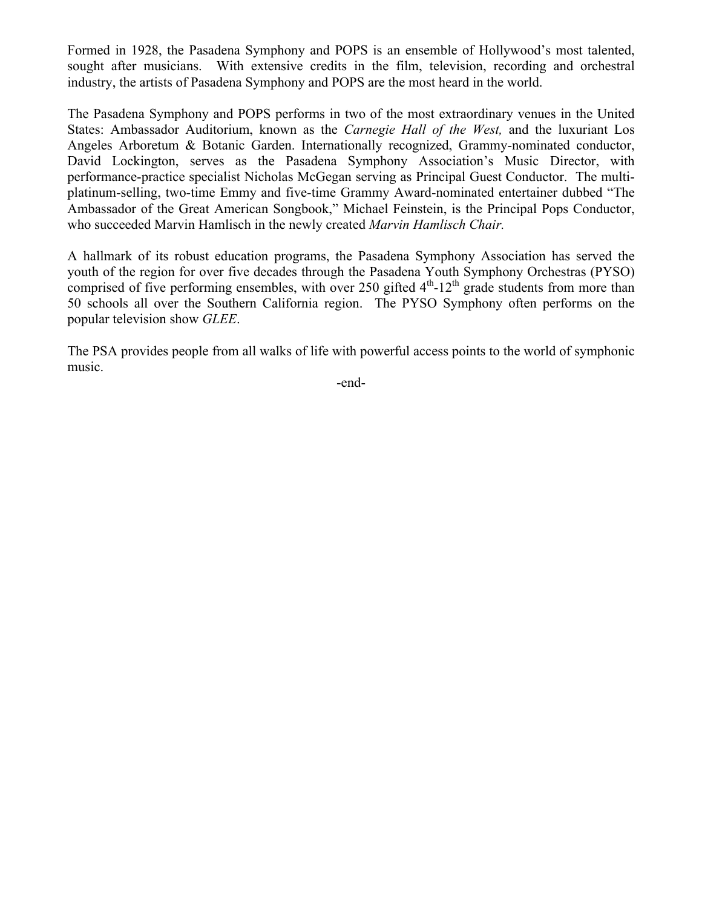Formed in 1928, the Pasadena Symphony and POPS is an ensemble of Hollywood's most talented, sought after musicians. With extensive credits in the film, television, recording and orchestral industry, the artists of Pasadena Symphony and POPS are the most heard in the world.

The Pasadena Symphony and POPS performs in two of the most extraordinary venues in the United States: Ambassador Auditorium, known as the *Carnegie Hall of the West,* and the luxuriant Los Angeles Arboretum & Botanic Garden. Internationally recognized, Grammy-nominated conductor, David Lockington, serves as the Pasadena Symphony Association's Music Director, with performance-practice specialist Nicholas McGegan serving as Principal Guest Conductor. The multi-platinum-selling, two-time Emmy and five-time Grammy Award-nominated entertainer dubbed "The Ambassador of the Great American Songbook," Michael Feinstein, is the Principal Pops Conductor, who succeeded Marvin Hamlisch in the newly created *Marvin Hamlisch Chair.*

A hallmark of its robust education programs, the Pasadena Symphony Association has served the youth of the region for over five decades through the Pasadena Youth Symphony Orchestras (PYSO) comprised of five performing ensembles, with over 250 gifted $4^{th}$-$12^{th}$ grade students from more than 50 schools all over the Southern California region. The PYSO Symphony often performs on the popular television show *GLEE*.

The PSA provides people from all walks of life with powerful access points to the world of symphonic music.

-end-